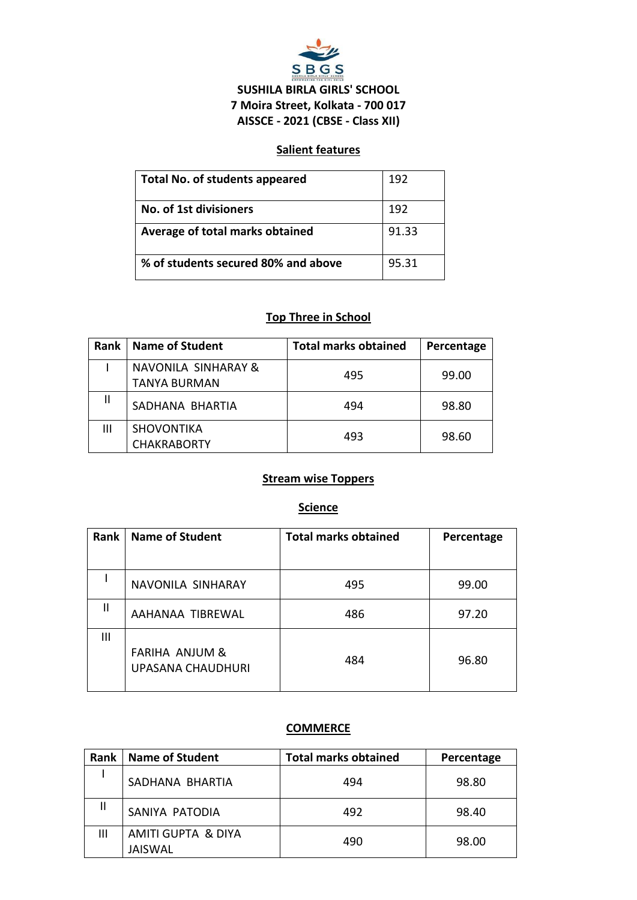# SUSHILA BIRLA GIRLS' SCHOOL

**7 Moira Street, Kolkata - 700 017**

**AISSCE - 2021 (CBSE - Class XII)**

## Salient features

| Total No. of students appeared | 192 |
|---|---|
| No. of 1st divisioners | 192 |
| Average of total marks obtained | 91.33 |
| % of students secured 80% and above | 95.31 |

## Top Three in School

| Rank | Name of Student | Total marks obtained | Percentage |
|---|---|---|---|
| I | NAVONILA SINHARAY & TANYA BURMAN | 495 | 99.00 |
| II | SADHANA BHARTIA | 494 | 98.80 |
| III | SHOVONTIKA CHAKRABORTY | 493 | 98.60 |

## Stream wise Toppers

### Science

| Rank | Name of Student | Total marks obtained | Percentage |
|---|---|---|---|
| I | NAVONILA SINHARAY | 495 | 99.00 |
| II | AAHANAA TIBREWAL | 486 | 97.20 |
| III | FARIHA ANJUM & UPASANA CHAUDHURI | 484 | 96.80 |

### COMMERCE

| Rank | Name of Student | Total marks obtained | Percentage |
|---|---|---|---|
| I | SADHANA BHARTIA | 494 | 98.80 |
| II | SANIYA PATODIA | 492 | 98.40 |
| III | AMITI GUPTA & DIYA JAISWAL | 490 | 98.00 |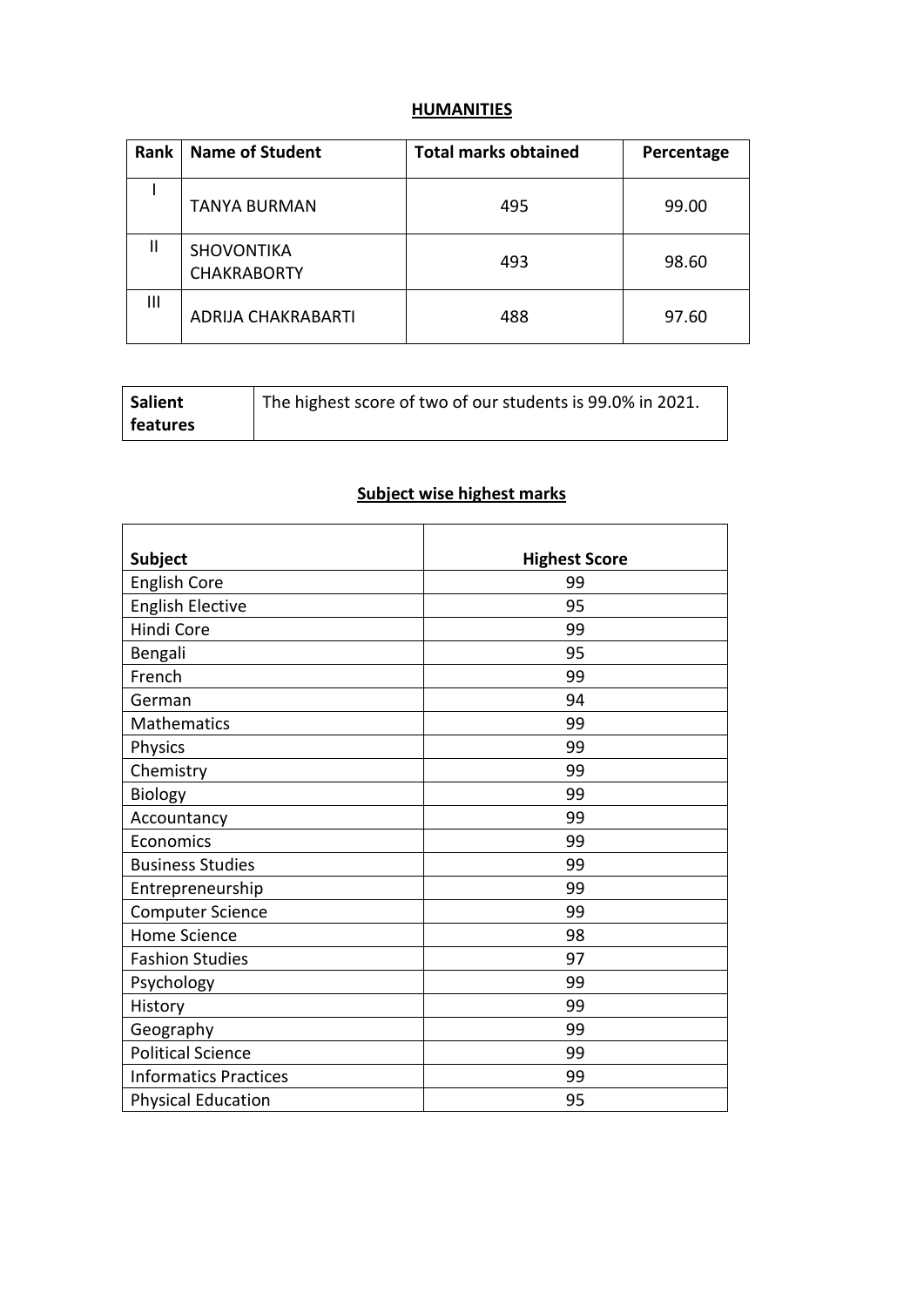## HUMANITIES

| Rank | Name of Student | Total marks obtained | Percentage |
|---|---|---|---|
| I | TANYA BURMAN | 495 | 99.00 |
| II | SHOVONTIKA CHAKRABORTY | 493 | 98.60 |
| III | ADRIJA CHAKRABARTI | 488 | 97.60 |

| | |
|---|---|
| **Salient features** | The highest score of two of our students is 99.0% in 2021. |

## Subject wise highest marks

| Subject | Highest Score |
|---|---|
| English Core | 99 |
| English Elective | 95 |
| Hindi Core | 99 |
| Bengali | 95 |
| French | 99 |
| German | 94 |
| Mathematics | 99 |
| Physics | 99 |
| Chemistry | 99 |
| Biology | 99 |
| Accountancy | 99 |
| Economics | 99 |
| Business Studies | 99 |
| Entrepreneurship | 99 |
| Computer Science | 99 |
| Home Science | 98 |
| Fashion Studies | 97 |
| Psychology | 99 |
| History | 99 |
| Geography | 99 |
| Political Science | 99 |
| Informatics Practices | 99 |
| Physical Education | 95 |